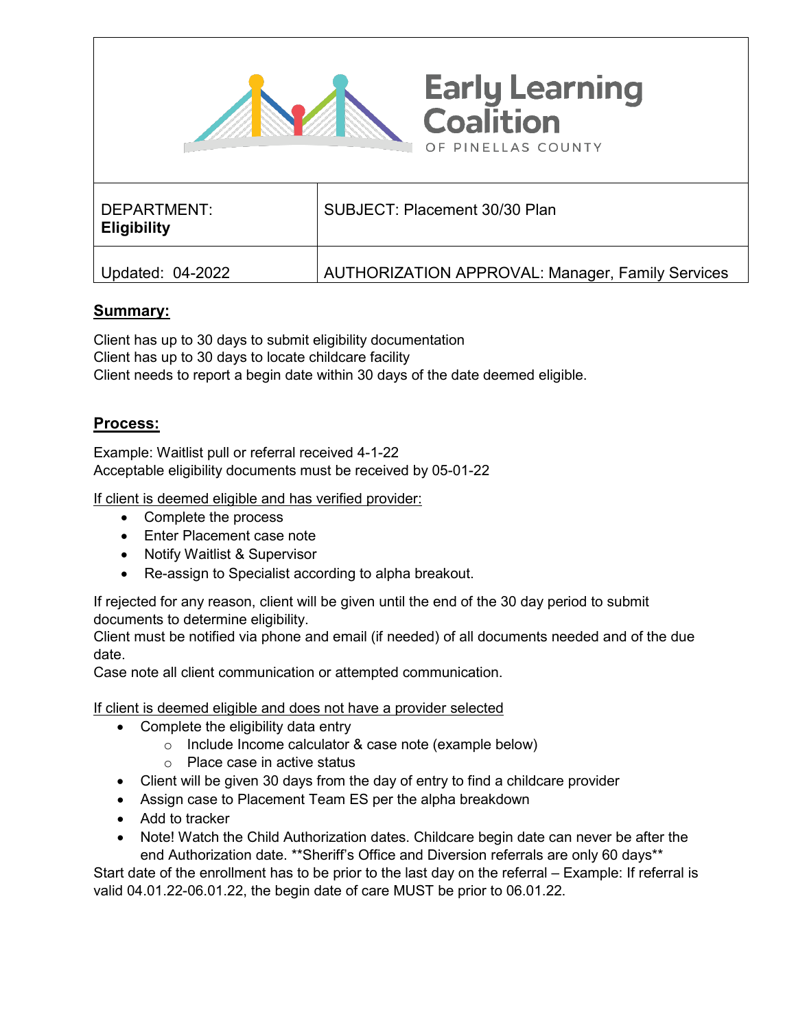# Early Learning Coalition

OF PINELLAS COUNTY

| DEPARTMENT: **Eligibility** | SUBJECT: Placement 30/30 Plan |
| --- | --- |
| Updated: 04-2022 | AUTHORIZATION APPROVAL: Manager, Family Services |

## Summary:

Client has up to 30 days to submit eligibility documentation
Client has up to 30 days to locate childcare facility
Client needs to report a begin date within 30 days of the date deemed eligible.

## Process:

Example: Waitlist pull or referral received 4-1-22
Acceptable eligibility documents must be received by 05-01-22

<u>If client is deemed eligible and has verified provider:</u>

- Complete the process
- Enter Placement case note
- Notify Waitlist & Supervisor
- Re-assign to Specialist according to alpha breakout.

If rejected for any reason, client will be given until the end of the 30 day period to submit documents to determine eligibility.
Client must be notified via phone and email (if needed) of all documents needed and of the due date.
Case note all client communication or attempted communication.

<u>If client is deemed eligible and does not have a provider selected</u>

- Complete the eligibility data entry
  - Include Income calculator & case note (example below)
  - Place case in active status
- Client will be given 30 days from the day of entry to find a childcare provider
- Assign case to Placement Team ES per the alpha breakdown
- Add to tracker
- Note! Watch the Child Authorization dates. Childcare begin date can never be after the end Authorization date. **Sheriff's Office and Diversion referrals are only 60 days**

Start date of the enrollment has to be prior to the last day on the referral – Example: If referral is valid 04.01.22-06.01.22, the begin date of care MUST be prior to 06.01.22.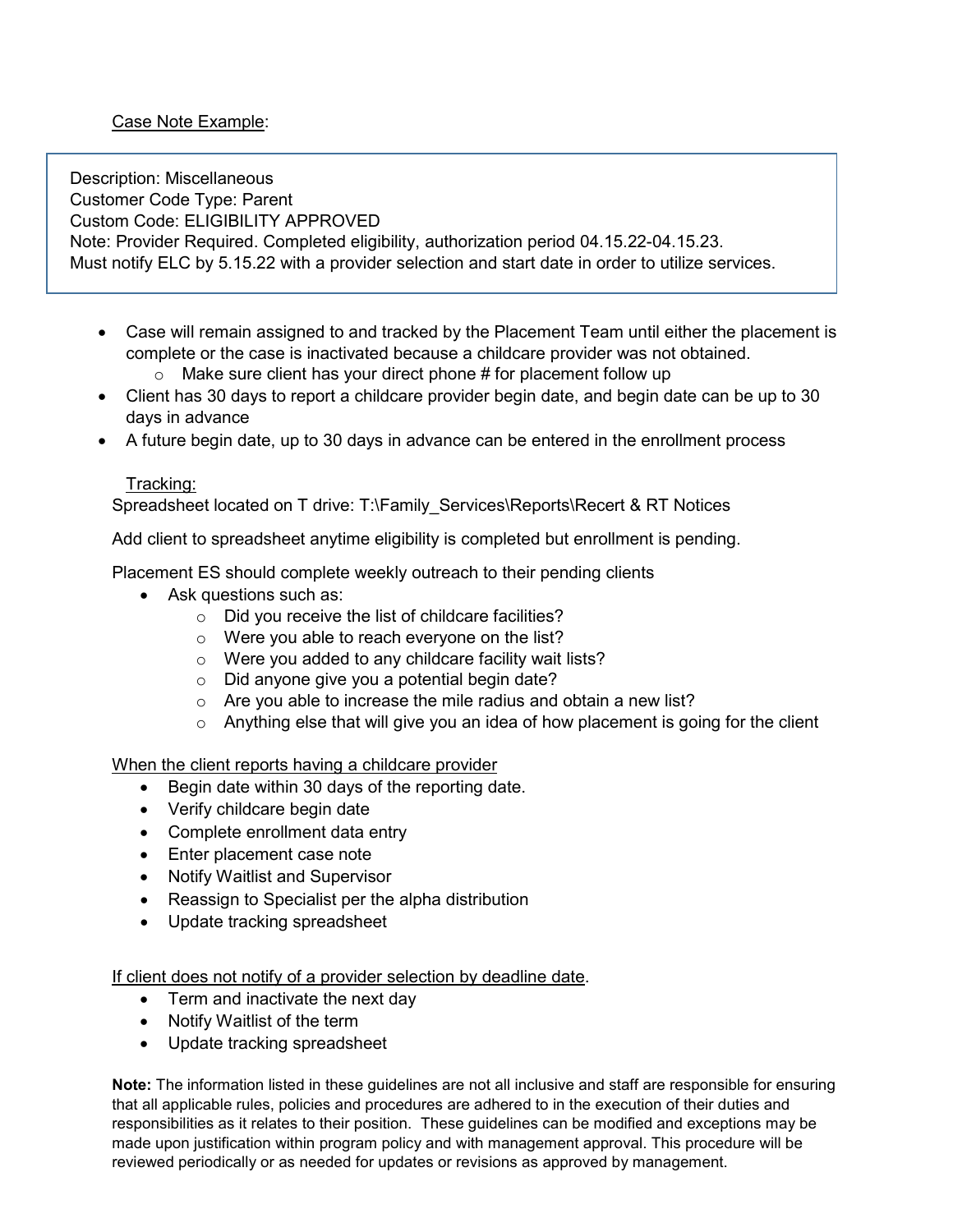Case Note Example:

> Description: Miscellaneous
> Customer Code Type: Parent
> Custom Code: ELIGIBILITY APPROVED
> Note: Provider Required. Completed eligibility, authorization period 04.15.22-04.15.23. Must notify ELC by 5.15.22 with a provider selection and start date in order to utilize services.

- Case will remain assigned to and tracked by the Placement Team until either the placement is complete or the case is inactivated because a childcare provider was not obtained.
  - Make sure client has your direct phone # for placement follow up
- Client has 30 days to report a childcare provider begin date, and begin date can be up to 30 days in advance
- A future begin date, up to 30 days in advance can be entered in the enrollment process

Tracking:

Spreadsheet located on T drive: T:\Family_Services\Reports\Recert & RT Notices

Add client to spreadsheet anytime eligibility is completed but enrollment is pending.

Placement ES should complete weekly outreach to their pending clients

- Ask questions such as:
  - Did you receive the list of childcare facilities?
  - Were you able to reach everyone on the list?
  - Were you added to any childcare facility wait lists?
  - Did anyone give you a potential begin date?
  - Are you able to increase the mile radius and obtain a new list?
  - Anything else that will give you an idea of how placement is going for the client

When the client reports having a childcare provider

- Begin date within 30 days of the reporting date.
- Verify childcare begin date
- Complete enrollment data entry
- Enter placement case note
- Notify Waitlist and Supervisor
- Reassign to Specialist per the alpha distribution
- Update tracking spreadsheet

If client does not notify of a provider selection by deadline date.

- Term and inactivate the next day
- Notify Waitlist of the term
- Update tracking spreadsheet

**Note:** The information listed in these guidelines are not all inclusive and staff are responsible for ensuring that all applicable rules, policies and procedures are adhered to in the execution of their duties and responsibilities as it relates to their position. These guidelines can be modified and exceptions may be made upon justification within program policy and with management approval. This procedure will be reviewed periodically or as needed for updates or revisions as approved by management.